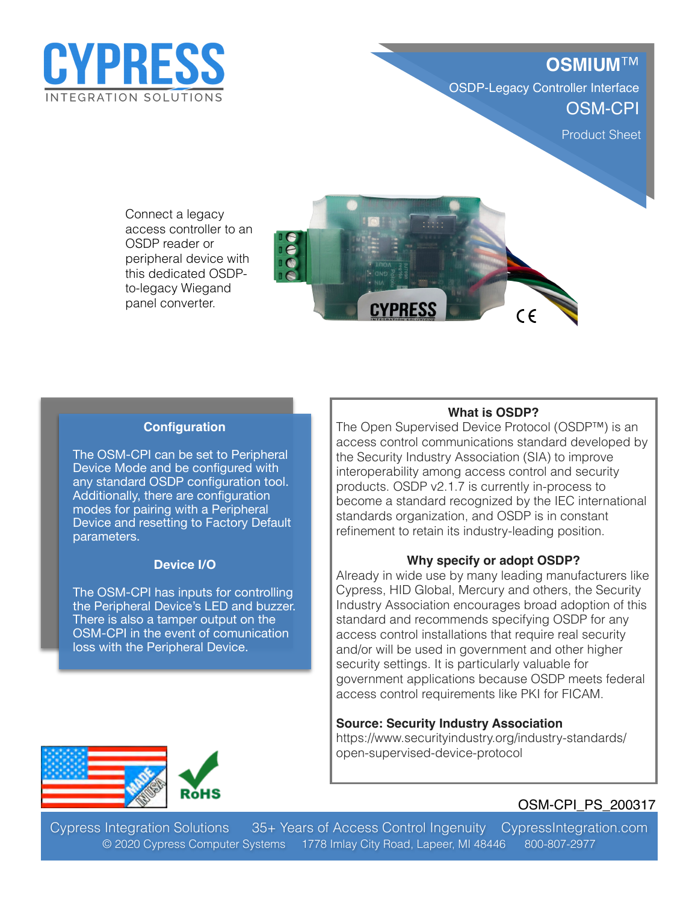# CYPRESS
INTEGRATION SOLUTIONS

## OSMIUM™

OSDP-Legacy Controller Interface

## OSM-CPI

Product Sheet

Connect a legacy access controller to an OSDP reader or peripheral device with this dedicated OSDP-to-legacy Wiegand panel converter.

### Configuration

The OSM-CPI can be set to Peripheral Device Mode and be configured with any standard OSDP configuration tool. Additionally, there are configuration modes for pairing with a Peripheral Device and resetting to Factory Default parameters.

### Device I/O

The OSM-CPI has inputs for controlling the Peripheral Device's LED and buzzer. There is also a tamper output on the OSM-CPI in the event of comunication loss with the Peripheral Device.

### What is OSDP?

The Open Supervised Device Protocol (OSDP™) is an access control communications standard developed by the Security Industry Association (SIA) to improve interoperability among access control and security products. OSDP v2.1.7 is currently in-process to become a standard recognized by the IEC international standards organization, and OSDP is in constant refinement to retain its industry-leading position.

### Why specify or adopt OSDP?

Already in wide use by many leading manufacturers like Cypress, HID Global, Mercury and others, the Security Industry Association encourages broad adoption of this standard and recommends specifying OSDP for any access control installations that require real security and/or will be used in government and other higher security settings. It is particularly valuable for government applications because OSDP meets federal access control requirements like PKI for FICAM.

**Source: Security Industry Association**
https://www.securityindustry.org/industry-standards/open-supervised-device-protocol

MADE IN USA

RoHS

OSM-CPI_PS_200317

Cypress Integration Solutions    35+ Years of Access Control Ingenuity    CypressIntegration.com
© 2020 Cypress Computer Systems    1778 Imlay City Road, Lapeer, MI 48446    800-807-2977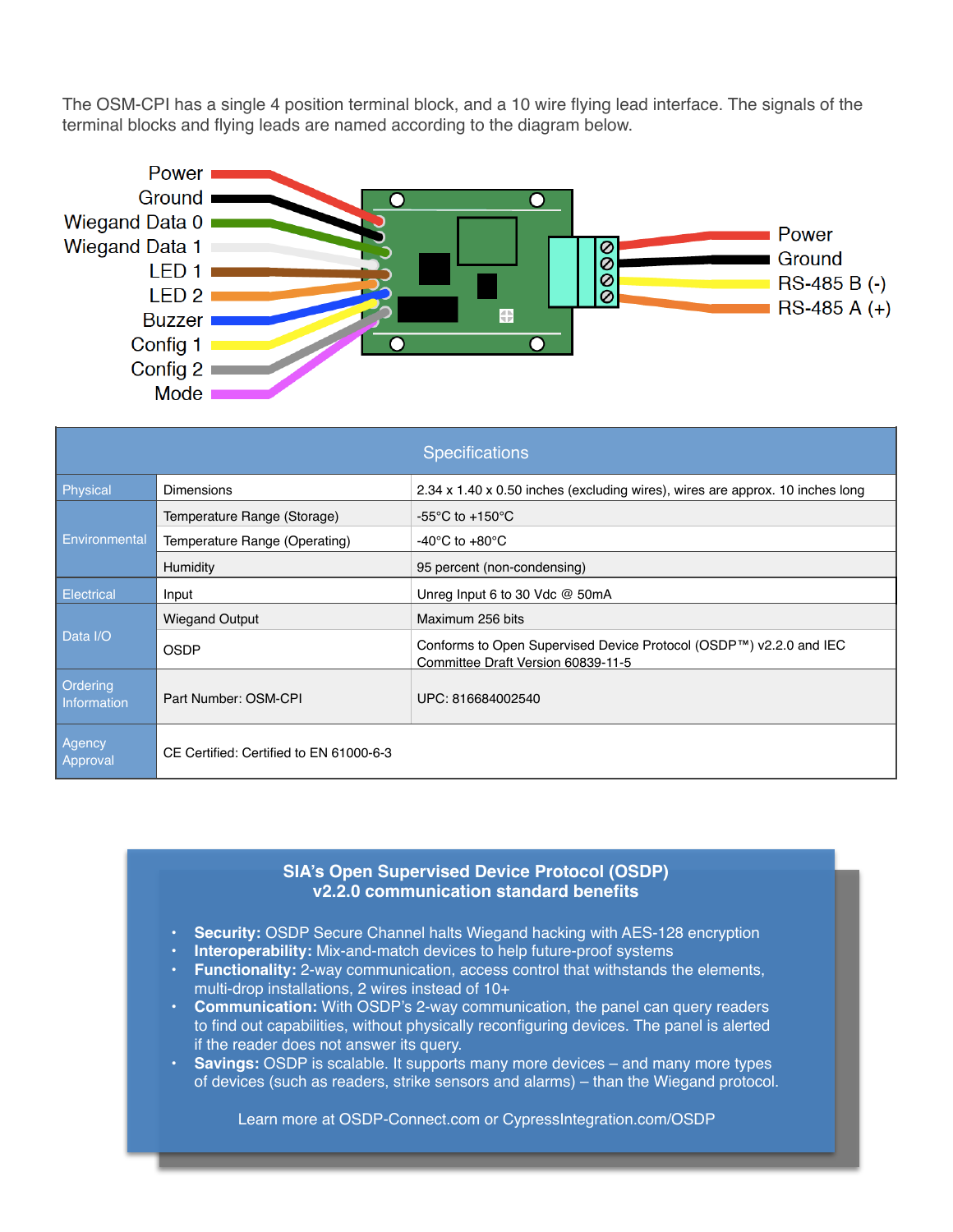The OSM-CPI has a single 4 position terminal block, and a 10 wire flying lead interface. The signals of the terminal blocks and flying leads are named according to the diagram below.

Power
Ground
Wiegand Data 0
Wiegand Data 1
LED 1
LED 2
Buzzer
Config 1
Config 2
Mode

Power
Ground
RS-485 B (-)
RS-485 A (+)

| Specifications | | |
|---|---|---|
| Physical | Dimensions | 2.34 x 1.40 x 0.50 inches (excluding wires), wires are approx. 10 inches long |
| Environmental | Temperature Range (Storage) | -55°C to +150°C |
| | Temperature Range (Operating) | -40°C to +80°C |
| | Humidity | 95 percent (non-condensing) |
| Electrical | Input | Unreg Input 6 to 30 Vdc @ 50mA |
| Data I/O | Wiegand Output | Maximum 256 bits |
| | OSDP | Conforms to Open Supervised Device Protocol (OSDP™) v2.2.0 and IEC Committee Draft Version 60839-11-5 |
| Ordering Information | Part Number: OSM-CPI | UPC: 816684002540 |
| Agency Approval | CE Certified: Certified to EN 61000-6-3 | |

## SIA's Open Supervised Device Protocol (OSDP) v2.2.0 communication standard benefits

- **Security:** OSDP Secure Channel halts Wiegand hacking with AES-128 encryption
- **Interoperability:** Mix-and-match devices to help future-proof systems
- **Functionality:** 2-way communication, access control that withstands the elements, multi-drop installations, 2 wires instead of 10+
- **Communication:** With OSDP's 2-way communication, the panel can query readers to find out capabilities, without physically reconfiguring devices. The panel is alerted if the reader does not answer its query.
- **Savings:** OSDP is scalable. It supports many more devices – and many more types of devices (such as readers, strike sensors and alarms) – than the Wiegand protocol.

Learn more at OSDP-Connect.com or CypressIntegration.com/OSDP